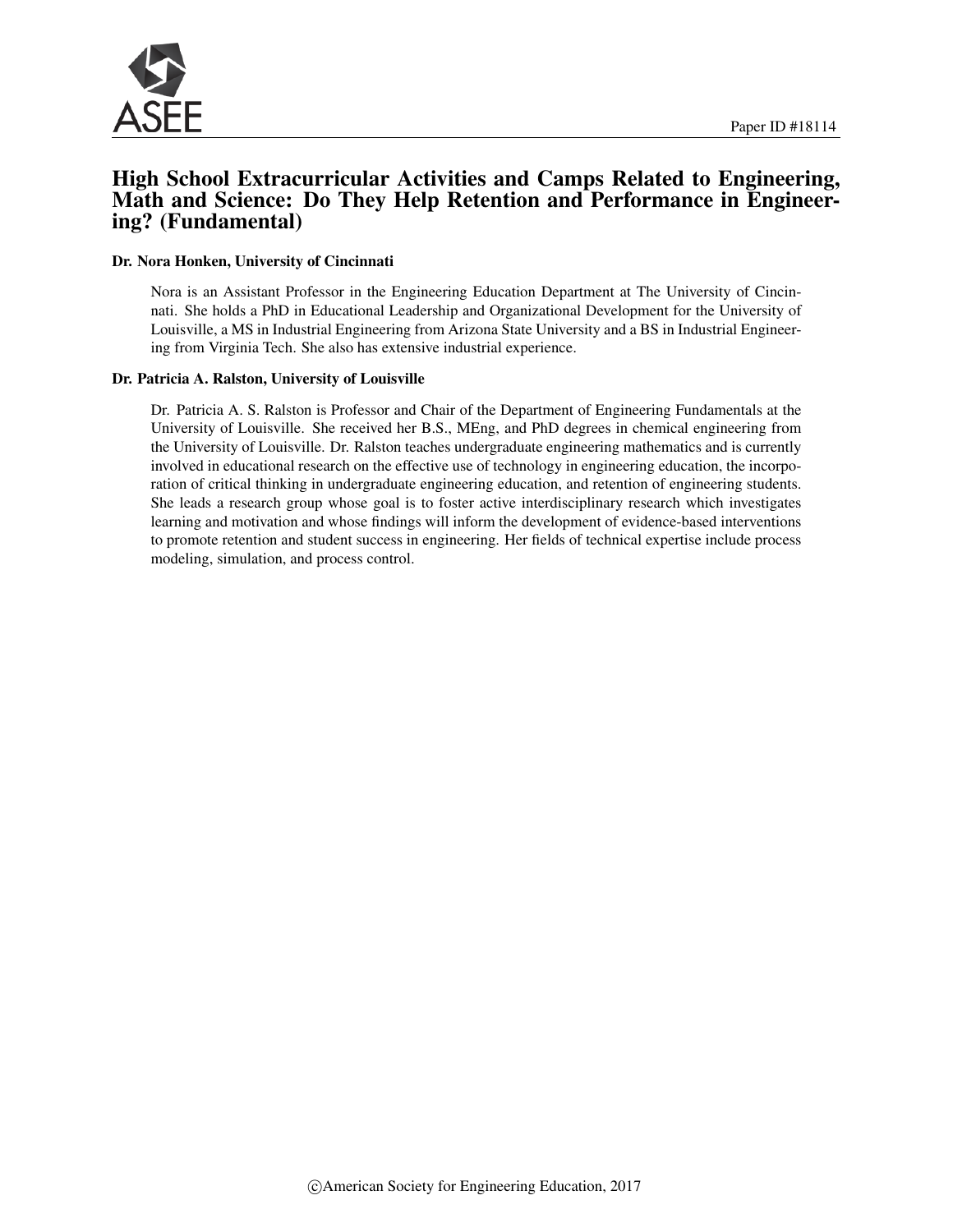Paper ID #18114

# High School Extracurricular Activities and Camps Related to Engineering, Math and Science: Do They Help Retention and Performance in Engineering? (Fundamental)

**Dr. Nora Honken, University of Cincinnati**

Nora is an Assistant Professor in the Engineering Education Department at The University of Cincinnati. She holds a PhD in Educational Leadership and Organizational Development for the University of Louisville, a MS in Industrial Engineering from Arizona State University and a BS in Industrial Engineering from Virginia Tech. She also has extensive industrial experience.

**Dr. Patricia A. Ralston, University of Louisville**

Dr. Patricia A. S. Ralston is Professor and Chair of the Department of Engineering Fundamentals at the University of Louisville. She received her B.S., MEng, and PhD degrees in chemical engineering from the University of Louisville. Dr. Ralston teaches undergraduate engineering mathematics and is currently involved in educational research on the effective use of technology in engineering education, the incorporation of critical thinking in undergraduate engineering education, and retention of engineering students. She leads a research group whose goal is to foster active interdisciplinary research which investigates learning and motivation and whose findings will inform the development of evidence-based interventions to promote retention and student success in engineering. Her fields of technical expertise include process modeling, simulation, and process control.

©American Society for Engineering Education, 2017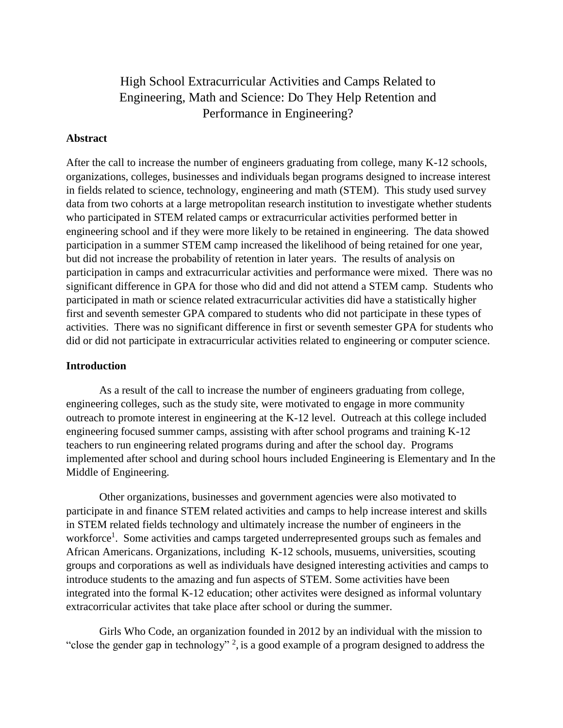# High School Extracurricular Activities and Camps Related to Engineering, Math and Science: Do They Help Retention and Performance in Engineering?

## Abstract

After the call to increase the number of engineers graduating from college, many K-12 schools, organizations, colleges, businesses and individuals began programs designed to increase interest in fields related to science, technology, engineering and math (STEM). This study used survey data from two cohorts at a large metropolitan research institution to investigate whether students who participated in STEM related camps or extracurricular activities performed better in engineering school and if they were more likely to be retained in engineering. The data showed participation in a summer STEM camp increased the likelihood of being retained for one year, but did not increase the probability of retention in later years. The results of analysis on participation in camps and extracurricular activities and performance were mixed. There was no significant difference in GPA for those who did and did not attend a STEM camp. Students who participated in math or science related extracurricular activities did have a statistically higher first and seventh semester GPA compared to students who did not participate in these types of activities. There was no significant difference in first or seventh semester GPA for students who did or did not participate in extracurricular activities related to engineering or computer science.

## Introduction

As a result of the call to increase the number of engineers graduating from college, engineering colleges, such as the study site, were motivated to engage in more community outreach to promote interest in engineering at the K-12 level. Outreach at this college included engineering focused summer camps, assisting with after school programs and training K-12 teachers to run engineering related programs during and after the school day. Programs implemented after school and during school hours included Engineering is Elementary and In the Middle of Engineering.

Other organizations, businesses and government agencies were also motivated to participate in and finance STEM related activities and camps to help increase interest and skills in STEM related fields technology and ultimately increase the number of engineers in the workforce[1]. Some activities and camps targeted underrepresented groups such as females and African Americans. Organizations, including K-12 schools, musuems, universities, scouting groups and corporations as well as individuals have designed interesting activities and camps to introduce students to the amazing and fun aspects of STEM. Some activities have been integrated into the formal K-12 education; other activites were designed as informal voluntary extracorricular activites that take place after school or during the summer.

Girls Who Code, an organization founded in 2012 by an individual with the mission to "close the gender gap in technology" [2], is a good example of a program designed to address the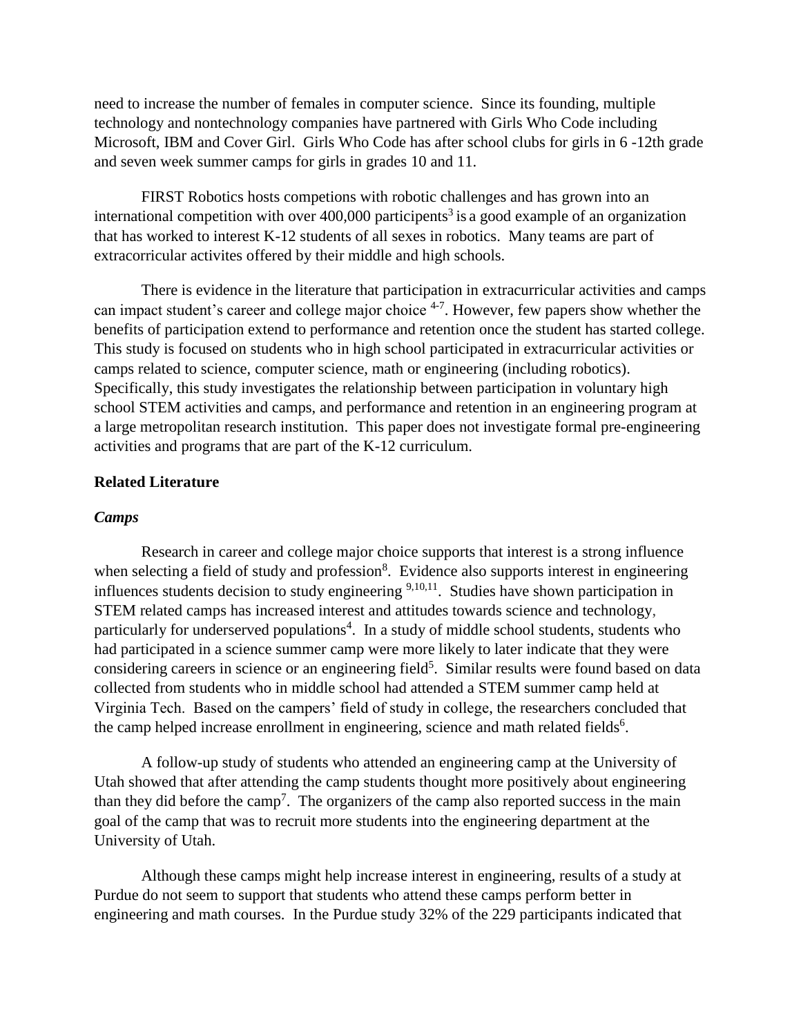need to increase the number of females in computer science. Since its founding, multiple technology and nontechnology companies have partnered with Girls Who Code including Microsoft, IBM and Cover Girl. Girls Who Code has after school clubs for girls in 6 -12th grade and seven week summer camps for girls in grades 10 and 11.

FIRST Robotics hosts competions with robotic challenges and has grown into an international competition with over 400,000 participants[3] is a good example of an organization that has worked to interest K-12 students of all sexes in robotics. Many teams are part of extracorricular activites offered by their middle and high schools.

There is evidence in the literature that participation in extracurricular activities and camps can impact student's career and college major choice [4-7]. However, few papers show whether the benefits of participation extend to performance and retention once the student has started college. This study is focused on students who in high school participated in extracurricular activities or camps related to science, computer science, math or engineering (including robotics). Specifically, this study investigates the relationship between participation in voluntary high school STEM activities and camps, and performance and retention in an engineering program at a large metropolitan research institution. This paper does not investigate formal pre-engineering activities and programs that are part of the K-12 curriculum.

**Related Literature**

***Camps***

Research in career and college major choice supports that interest is a strong influence when selecting a field of study and profession[8]. Evidence also supports interest in engineering influences students decision to study engineering [9,10,11]. Studies have shown participation in STEM related camps has increased interest and attitudes towards science and technology, particularly for underserved populations[4]. In a study of middle school students, students who had participated in a science summer camp were more likely to later indicate that they were considering careers in science or an engineering field[5]. Similar results were found based on data collected from students who in middle school had attended a STEM summer camp held at Virginia Tech. Based on the campers' field of study in college, the researchers concluded that the camp helped increase enrollment in engineering, science and math related fields[6].

A follow-up study of students who attended an engineering camp at the University of Utah showed that after attending the camp students thought more positively about engineering than they did before the camp[7]. The organizers of the camp also reported success in the main goal of the camp that was to recruit more students into the engineering department at the University of Utah.

Although these camps might help increase interest in engineering, results of a study at Purdue do not seem to support that students who attend these camps perform better in engineering and math courses. In the Purdue study 32% of the 229 participants indicated that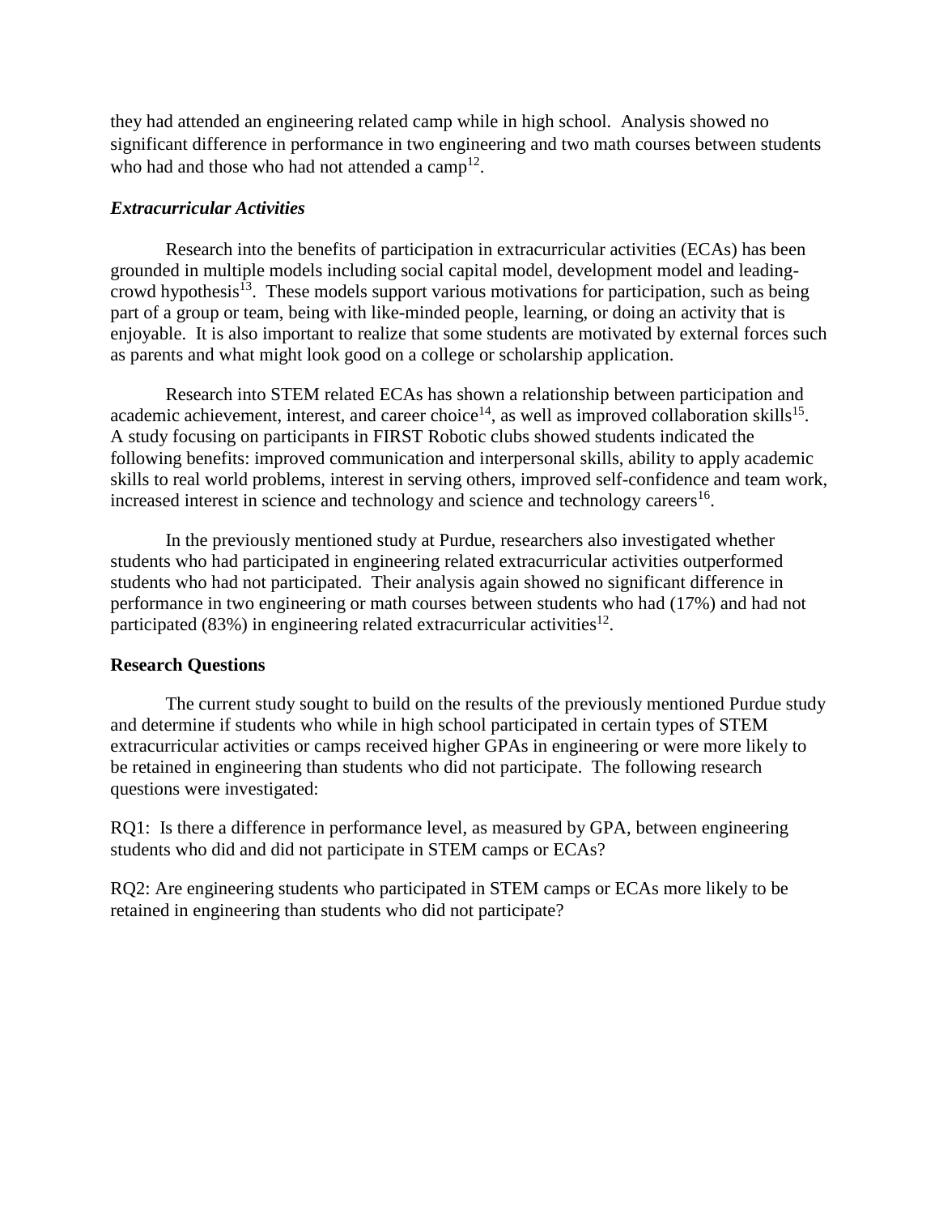they had attended an engineering related camp while in high school. Analysis showed no significant difference in performance in two engineering and two math courses between students who had and those who had not attended a camp[12].

### *Extracurricular Activities*

Research into the benefits of participation in extracurricular activities (ECAs) has been grounded in multiple models including social capital model, development model and leading-crowd hypothesis[13]. These models support various motivations for participation, such as being part of a group or team, being with like-minded people, learning, or doing an activity that is enjoyable. It is also important to realize that some students are motivated by external forces such as parents and what might look good on a college or scholarship application.

Research into STEM related ECAs has shown a relationship between participation and academic achievement, interest, and career choice[14], as well as improved collaboration skills[15]. A study focusing on participants in FIRST Robotic clubs showed students indicated the following benefits: improved communication and interpersonal skills, ability to apply academic skills to real world problems, interest in serving others, improved self-confidence and team work, increased interest in science and technology and science and technology careers[16].

In the previously mentioned study at Purdue, researchers also investigated whether students who had participated in engineering related extracurricular activities outperformed students who had not participated. Their analysis again showed no significant difference in performance in two engineering or math courses between students who had (17%) and had not participated (83%) in engineering related extracurricular activities[12].

## Research Questions

The current study sought to build on the results of the previously mentioned Purdue study and determine if students who while in high school participated in certain types of STEM extracurricular activities or camps received higher GPAs in engineering or were more likely to be retained in engineering than students who did not participate. The following research questions were investigated:

RQ1: Is there a difference in performance level, as measured by GPA, between engineering students who did and did not participate in STEM camps or ECAs?

RQ2: Are engineering students who participated in STEM camps or ECAs more likely to be retained in engineering than students who did not participate?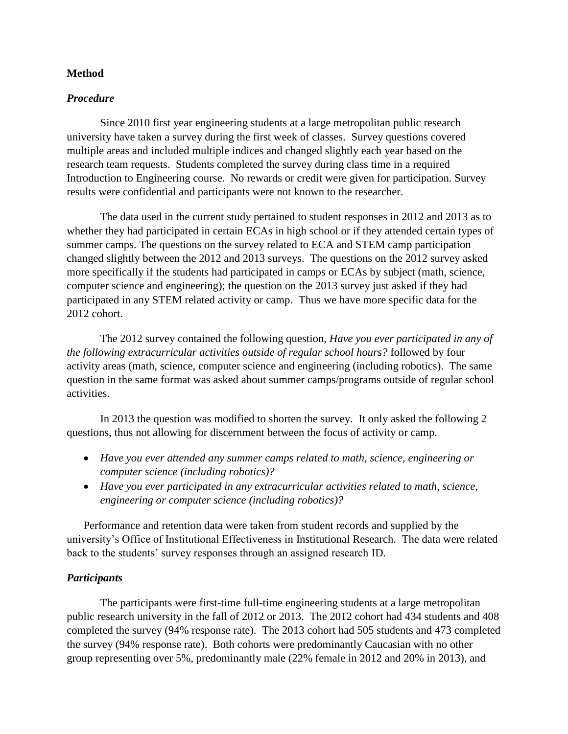## Method

### *Procedure*

Since 2010 first year engineering students at a large metropolitan public research university have taken a survey during the first week of classes. Survey questions covered multiple areas and included multiple indices and changed slightly each year based on the research team requests. Students completed the survey during class time in a required Introduction to Engineering course. No rewards or credit were given for participation. Survey results were confidential and participants were not known to the researcher.

The data used in the current study pertained to student responses in 2012 and 2013 as to whether they had participated in certain ECAs in high school or if they attended certain types of summer camps. The questions on the survey related to ECA and STEM camp participation changed slightly between the 2012 and 2013 surveys. The questions on the 2012 survey asked more specifically if the students had participated in camps or ECAs by subject (math, science, computer science and engineering); the question on the 2013 survey just asked if they had participated in any STEM related activity or camp. Thus we have more specific data for the 2012 cohort.

The 2012 survey contained the following question, *Have you ever participated in any of the following extracurricular activities outside of regular school hours?* followed by four activity areas (math, science, computer science and engineering (including robotics). The same question in the same format was asked about summer camps/programs outside of regular school activities.

In 2013 the question was modified to shorten the survey. It only asked the following 2 questions, thus not allowing for discernment between the focus of activity or camp.

- *Have you ever attended any summer camps related to math, science, engineering or computer science (including robotics)?*
- *Have you ever participated in any extracurricular activities related to math, science, engineering or computer science (including robotics)?*

Performance and retention data were taken from student records and supplied by the university's Office of Institutional Effectiveness in Institutional Research. The data were related back to the students' survey responses through an assigned research ID.

### *Participants*

The participants were first-time full-time engineering students at a large metropolitan public research university in the fall of 2012 or 2013. The 2012 cohort had 434 students and 408 completed the survey (94% response rate). The 2013 cohort had 505 students and 473 completed the survey (94% response rate). Both cohorts were predominantly Caucasian with no other group representing over 5%, predominantly male (22% female in 2012 and 20% in 2013), and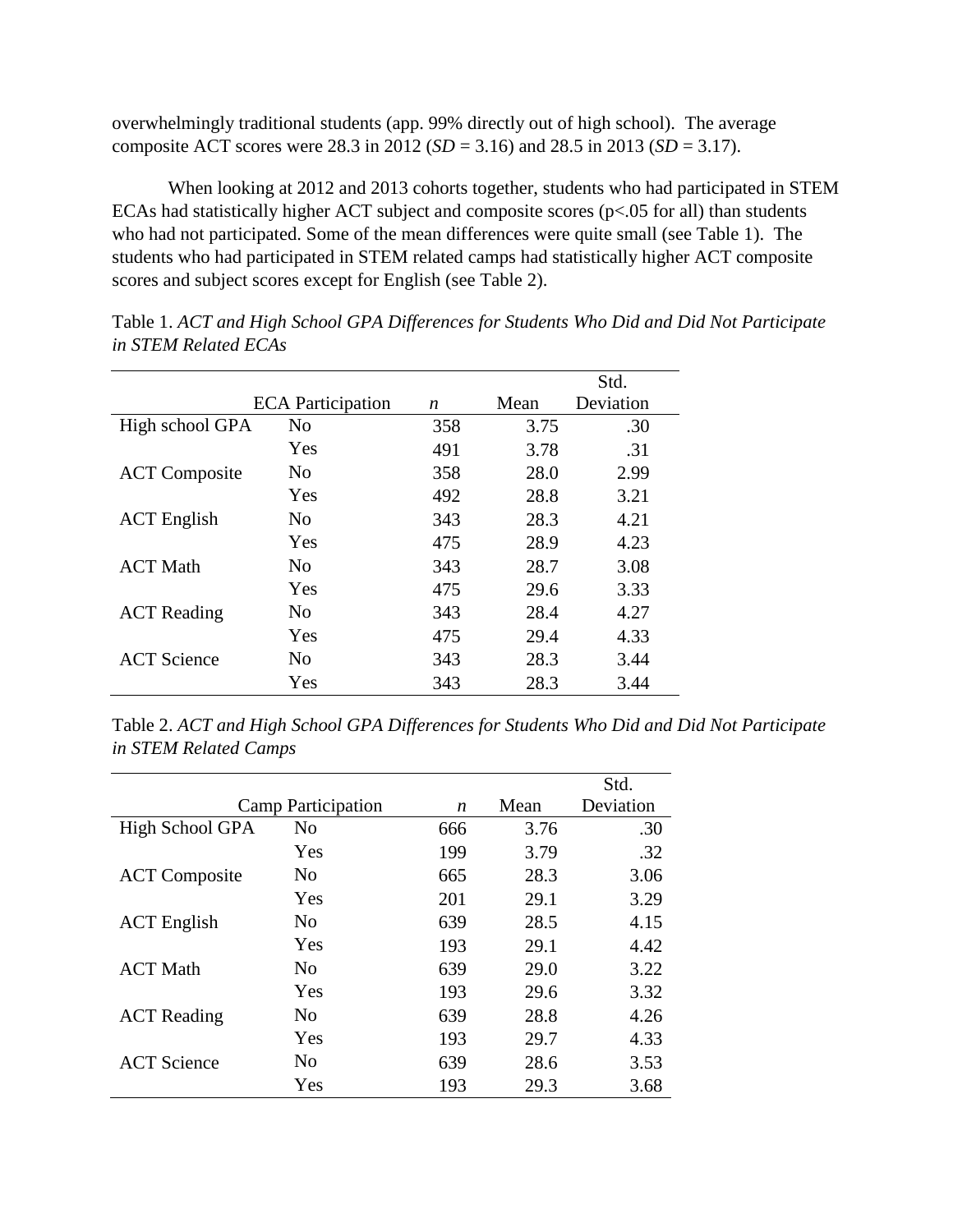overwhelmingly traditional students (app. 99% directly out of high school). The average composite ACT scores were 28.3 in 2012 (*SD* = 3.16) and 28.5 in 2013 (*SD* = 3.17).

When looking at 2012 and 2013 cohorts together, students who had participated in STEM ECAs had statistically higher ACT subject and composite scores ($p<.05$ for all) than students who had not participated. Some of the mean differences were quite small (see Table 1). The students who had participated in STEM related camps had statistically higher ACT composite scores and subject scores except for English (see Table 2).

Table 1. *ACT and High School GPA Differences for Students Who Did and Did Not Participate in STEM Related ECAs*

| | ECA Participation | *n* | Mean | Std. Deviation |
|---|---|---|---|---|
| High school GPA | No | 358 | 3.75 | .30 |
| | Yes | 491 | 3.78 | .31 |
| ACT Composite | No | 358 | 28.0 | 2.99 |
| | Yes | 492 | 28.8 | 3.21 |
| ACT English | No | 343 | 28.3 | 4.21 |
| | Yes | 475 | 28.9 | 4.23 |
| ACT Math | No | 343 | 28.7 | 3.08 |
| | Yes | 475 | 29.6 | 3.33 |
| ACT Reading | No | 343 | 28.4 | 4.27 |
| | Yes | 475 | 29.4 | 4.33 |
| ACT Science | No | 343 | 28.3 | 3.44 |
| | Yes | 343 | 28.3 | 3.44 |

Table 2. *ACT and High School GPA Differences for Students Who Did and Did Not Participate in STEM Related Camps*

| | Camp Participation | *n* | Mean | Std. Deviation |
|---|---|---|---|---|
| High School GPA | No | 666 | 3.76 | .30 |
| | Yes | 199 | 3.79 | .32 |
| ACT Composite | No | 665 | 28.3 | 3.06 |
| | Yes | 201 | 29.1 | 3.29 |
| ACT English | No | 639 | 28.5 | 4.15 |
| | Yes | 193 | 29.1 | 4.42 |
| ACT Math | No | 639 | 29.0 | 3.22 |
| | Yes | 193 | 29.6 | 3.32 |
| ACT Reading | No | 639 | 28.8 | 4.26 |
| | Yes | 193 | 29.7 | 4.33 |
| ACT Science | No | 639 | 28.6 | 3.53 |
| | Yes | 193 | 29.3 | 3.68 |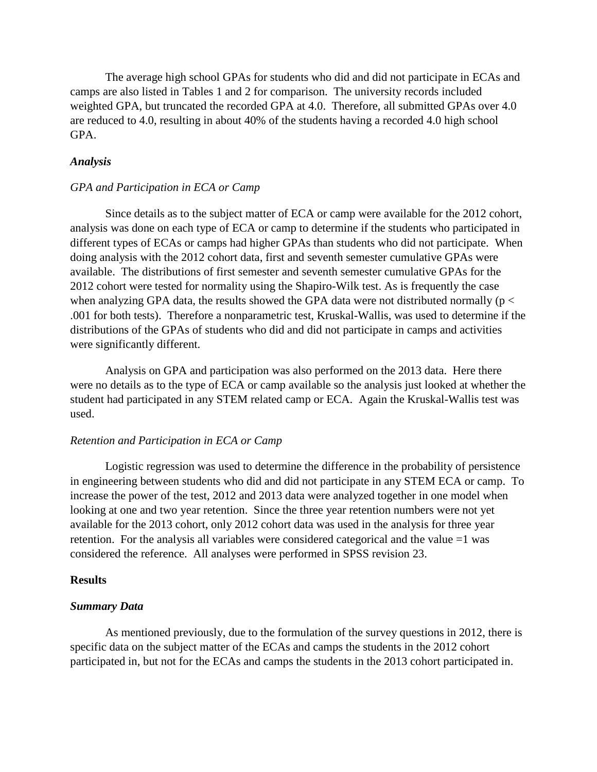The average high school GPAs for students who did and did not participate in ECAs and camps are also listed in Tables 1 and 2 for comparison. The university records included weighted GPA, but truncated the recorded GPA at 4.0. Therefore, all submitted GPAs over 4.0 are reduced to 4.0, resulting in about 40% of the students having a recorded 4.0 high school GPA.

### *Analysis*

*GPA and Participation in ECA or Camp*

Since details as to the subject matter of ECA or camp were available for the 2012 cohort, analysis was done on each type of ECA or camp to determine if the students who participated in different types of ECAs or camps had higher GPAs than students who did not participate. When doing analysis with the 2012 cohort data, first and seventh semester cumulative GPAs were available. The distributions of first semester and seventh semester cumulative GPAs for the 2012 cohort were tested for normality using the Shapiro-Wilk test. As is frequently the case when analyzing GPA data, the results showed the GPA data were not distributed normally ($p < .001$ for both tests). Therefore a nonparametric test, Kruskal-Wallis, was used to determine if the distributions of the GPAs of students who did and did not participate in camps and activities were significantly different.

Analysis on GPA and participation was also performed on the 2013 data. Here there were no details as to the type of ECA or camp available so the analysis just looked at whether the student had participated in any STEM related camp or ECA. Again the Kruskal-Wallis test was used.

*Retention and Participation in ECA or Camp*

Logistic regression was used to determine the difference in the probability of persistence in engineering between students who did and did not participate in any STEM ECA or camp. To increase the power of the test, 2012 and 2013 data were analyzed together in one model when looking at one and two year retention. Since the three year retention numbers were not yet available for the 2013 cohort, only 2012 cohort data was used in the analysis for three year retention. For the analysis all variables were considered categorical and the value =1 was considered the reference. All analyses were performed in SPSS revision 23.

## **Results**

### *Summary Data*

As mentioned previously, due to the formulation of the survey questions in 2012, there is specific data on the subject matter of the ECAs and camps the students in the 2012 cohort participated in, but not for the ECAs and camps the students in the 2013 cohort participated in.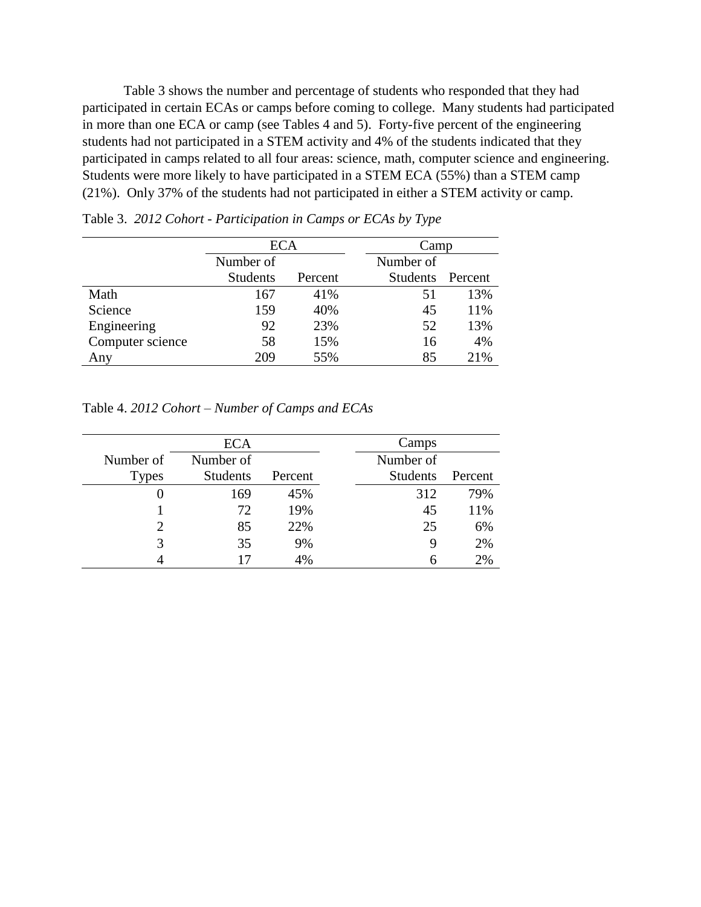Table 3 shows the number and percentage of students who responded that they had participated in certain ECAs or camps before coming to college. Many students had participated in more than one ECA or camp (see Tables 4 and 5). Forty-five percent of the engineering students had not participated in a STEM activity and 4% of the students indicated that they participated in camps related to all four areas: science, math, computer science and engineering. Students were more likely to have participated in a STEM ECA (55%) than a STEM camp (21%). Only 37% of the students had not participated in either a STEM activity or camp.

Table 3. *2012 Cohort - Participation in Camps or ECAs by Type*

| | ECA | | Camp | |
|---|---|---|---|---|
| | Number of Students | Percent | Number of Students | Percent |
| Math | 167 | 41% | 51 | 13% |
| Science | 159 | 40% | 45 | 11% |
| Engineering | 92 | 23% | 52 | 13% |
| Computer science | 58 | 15% | 16 | 4% |
| Any | 209 | 55% | 85 | 21% |

Table 4. *2012 Cohort – Number of Camps and ECAs*

| | ECA | | Camps | |
|---|---|---|---|---|
| Number of Types | Number of Students | Percent | Number of Students | Percent |
| 0 | 169 | 45% | 312 | 79% |
| 1 | 72 | 19% | 45 | 11% |
| 2 | 85 | 22% | 25 | 6% |
| 3 | 35 | 9% | 9 | 2% |
| 4 | 17 | 4% | 6 | 2% |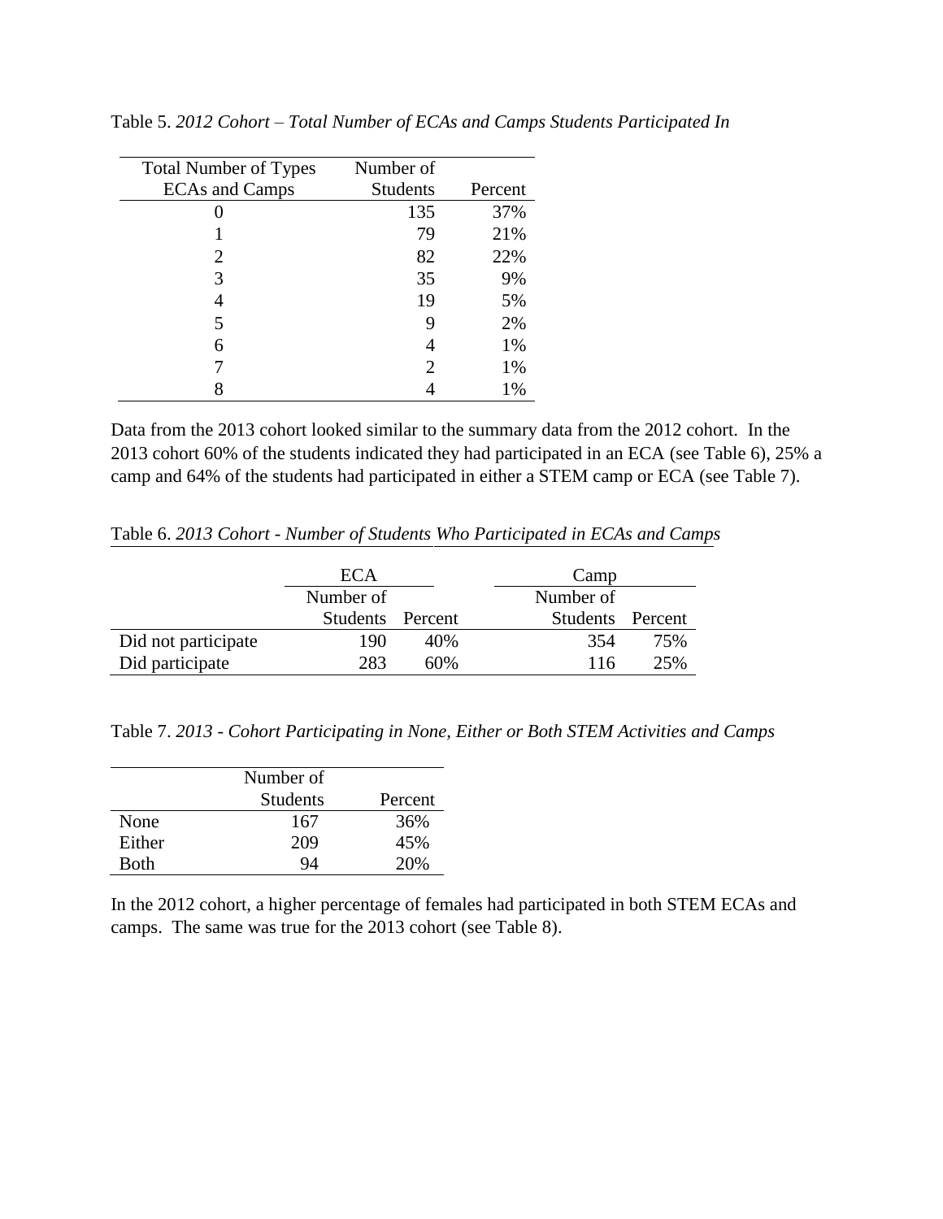Table 5. *2012 Cohort – Total Number of ECAs and Camps Students Participated In*

| Total Number of Types ECAs and Camps | Number of Students | Percent |
|---|---|---|
| 0 | 135 | 37% |
| 1 | 79 | 21% |
| 2 | 82 | 22% |
| 3 | 35 | 9% |
| 4 | 19 | 5% |
| 5 | 9 | 2% |
| 6 | 4 | 1% |
| 7 | 2 | 1% |
| 8 | 4 | 1% |

Data from the 2013 cohort looked similar to the summary data from the 2012 cohort. In the 2013 cohort 60% of the students indicated they had participated in an ECA (see Table 6), 25% a camp and 64% of the students had participated in either a STEM camp or ECA (see Table 7).

Table 6. *2013 Cohort - Number of Students Who Participated in ECAs and Camps*

| | ECA | | Camp | |
|---|---|---|---|---|
| | Number of Students | Percent | Number of Students | Percent |
| Did not participate | 190 | 40% | 354 | 75% |
| Did participate | 283 | 60% | 116 | 25% |

Table 7. *2013 - Cohort Participating in None, Either or Both STEM Activities and Camps*

| | Number of Students | Percent |
|---|---|---|
| None | 167 | 36% |
| Either | 209 | 45% |
| Both | 94 | 20% |

In the 2012 cohort, a higher percentage of females had participated in both STEM ECAs and camps. The same was true for the 2013 cohort (see Table 8).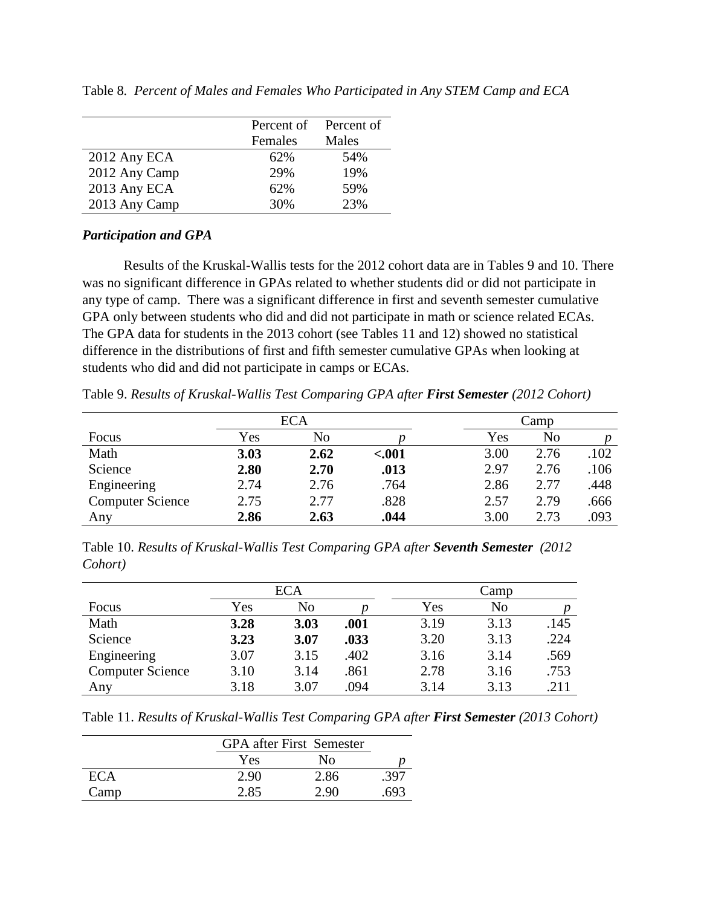Table 8. *Percent of Males and Females Who Participated in Any STEM Camp and ECA*

| | Percent of Females | Percent of Males |
|---|---|---|
| 2012 Any ECA | 62% | 54% |
| 2012 Any Camp | 29% | 19% |
| 2013 Any ECA | 62% | 59% |
| 2013 Any Camp | 30% | 23% |

***Participation and GPA***

Results of the Kruskal-Wallis tests for the 2012 cohort data are in Tables 9 and 10. There was no significant difference in GPAs related to whether students did or did not participate in any type of camp. There was a significant difference in first and seventh semester cumulative GPA only between students who did and did not participate in math or science related ECAs. The GPA data for students in the 2013 cohort (see Tables 11 and 12) showed no statistical difference in the distributions of first and fifth semester cumulative GPAs when looking at students who did and did not participate in camps or ECAs.

Table 9. *Results of Kruskal-Wallis Test Comparing GPA after **First Semester** (2012 Cohort)*

| | ECA | | | Camp | | |
|---|---|---|---|---|---|---|
| Focus | Yes | No | *p* | Yes | No | *p* |
| Math | **3.03** | **2.62** | **<.001** | 3.00 | 2.76 | .102 |
| Science | **2.80** | **2.70** | **.013** | 2.97 | 2.76 | .106 |
| Engineering | 2.74 | 2.76 | .764 | 2.86 | 2.77 | .448 |
| Computer Science | 2.75 | 2.77 | .828 | 2.57 | 2.79 | .666 |
| Any | **2.86** | **2.63** | **.044** | 3.00 | 2.73 | .093 |

Table 10. *Results of Kruskal-Wallis Test Comparing GPA after **Seventh Semester** (2012 Cohort)*

| | ECA | | | Camp | | |
|---|---|---|---|---|---|---|
| Focus | Yes | No | *p* | Yes | No | *p* |
| Math | **3.28** | **3.03** | **.001** | 3.19 | 3.13 | .145 |
| Science | **3.23** | **3.07** | **.033** | 3.20 | 3.13 | .224 |
| Engineering | 3.07 | 3.15 | .402 | 3.16 | 3.14 | .569 |
| Computer Science | 3.10 | 3.14 | .861 | 2.78 | 3.16 | .753 |
| Any | 3.18 | 3.07 | .094 | 3.14 | 3.13 | .211 |

Table 11. *Results of Kruskal-Wallis Test Comparing GPA after **First Semester** (2013 Cohort)*

| | GPA after First Semester | | |
|---|---|---|---|
| | Yes | No | *p* |
| ECA | 2.90 | 2.86 | .397 |
| Camp | 2.85 | 2.90 | .693 |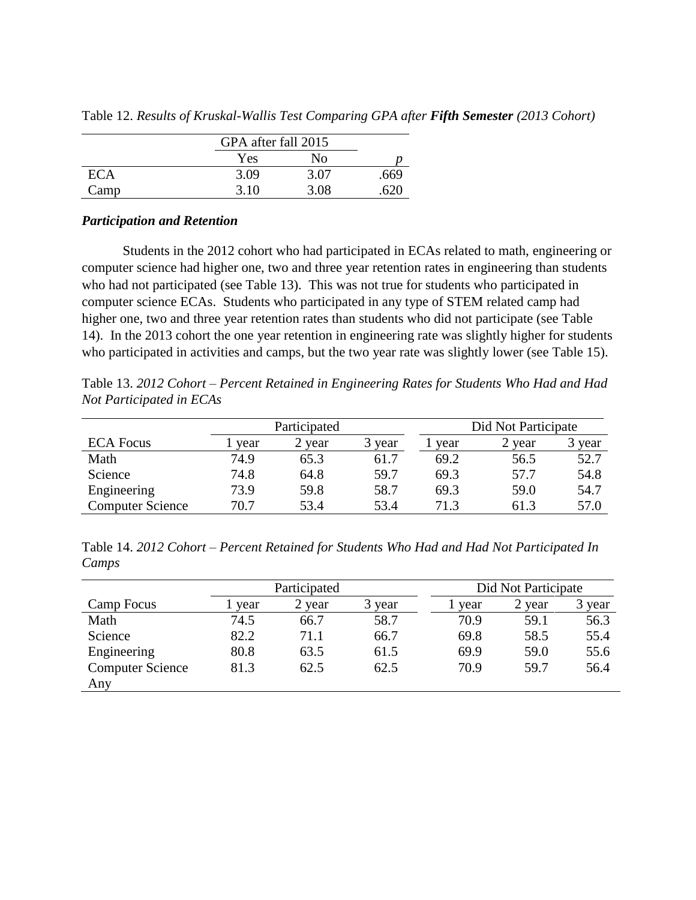Table 12. *Results of Kruskal-Wallis Test Comparing GPA after **Fifth Semester** (2013 Cohort)*

| | GPA after fall 2015 | | |
|---|---|---|---|
| | Yes | No | *p* |
| ECA | 3.09 | 3.07 | .669 |
| Camp | 3.10 | 3.08 | .620 |

### *Participation and Retention*

Students in the 2012 cohort who had participated in ECAs related to math, engineering or computer science had higher one, two and three year retention rates in engineering than students who had not participated (see Table 13). This was not true for students who participated in computer science ECAs. Students who participated in any type of STEM related camp had higher one, two and three year retention rates than students who did not participate (see Table 14). In the 2013 cohort the one year retention in engineering rate was slightly higher for students who participated in activities and camps, but the two year rate was slightly lower (see Table 15).

Table 13. *2012 Cohort – Percent Retained in Engineering Rates for Students Who Had and Had Not Participated in ECAs*

| | Participated | | | Did Not Participate | | |
|---|---|---|---|---|---|---|
| ECA Focus | 1 year | 2 year | 3 year | 1 year | 2 year | 3 year |
| Math | 74.9 | 65.3 | 61.7 | 69.2 | 56.5 | 52.7 |
| Science | 74.8 | 64.8 | 59.7 | 69.3 | 57.7 | 54.8 |
| Engineering | 73.9 | 59.8 | 58.7 | 69.3 | 59.0 | 54.7 |
| Computer Science | 70.7 | 53.4 | 53.4 | 71.3 | 61.3 | 57.0 |

Table 14. *2012 Cohort – Percent Retained for Students Who Had and Had Not Participated In Camps*

| | Participated | | | Did Not Participate | | |
|---|---|---|---|---|---|---|
| Camp Focus | 1 year | 2 year | 3 year | 1 year | 2 year | 3 year |
| Math | 74.5 | 66.7 | 58.7 | 70.9 | 59.1 | 56.3 |
| Science | 82.2 | 71.1 | 66.7 | 69.8 | 58.5 | 55.4 |
| Engineering | 80.8 | 63.5 | 61.5 | 69.9 | 59.0 | 55.6 |
| Computer Science | 81.3 | 62.5 | 62.5 | 70.9 | 59.7 | 56.4 |
| Any | | | | | | |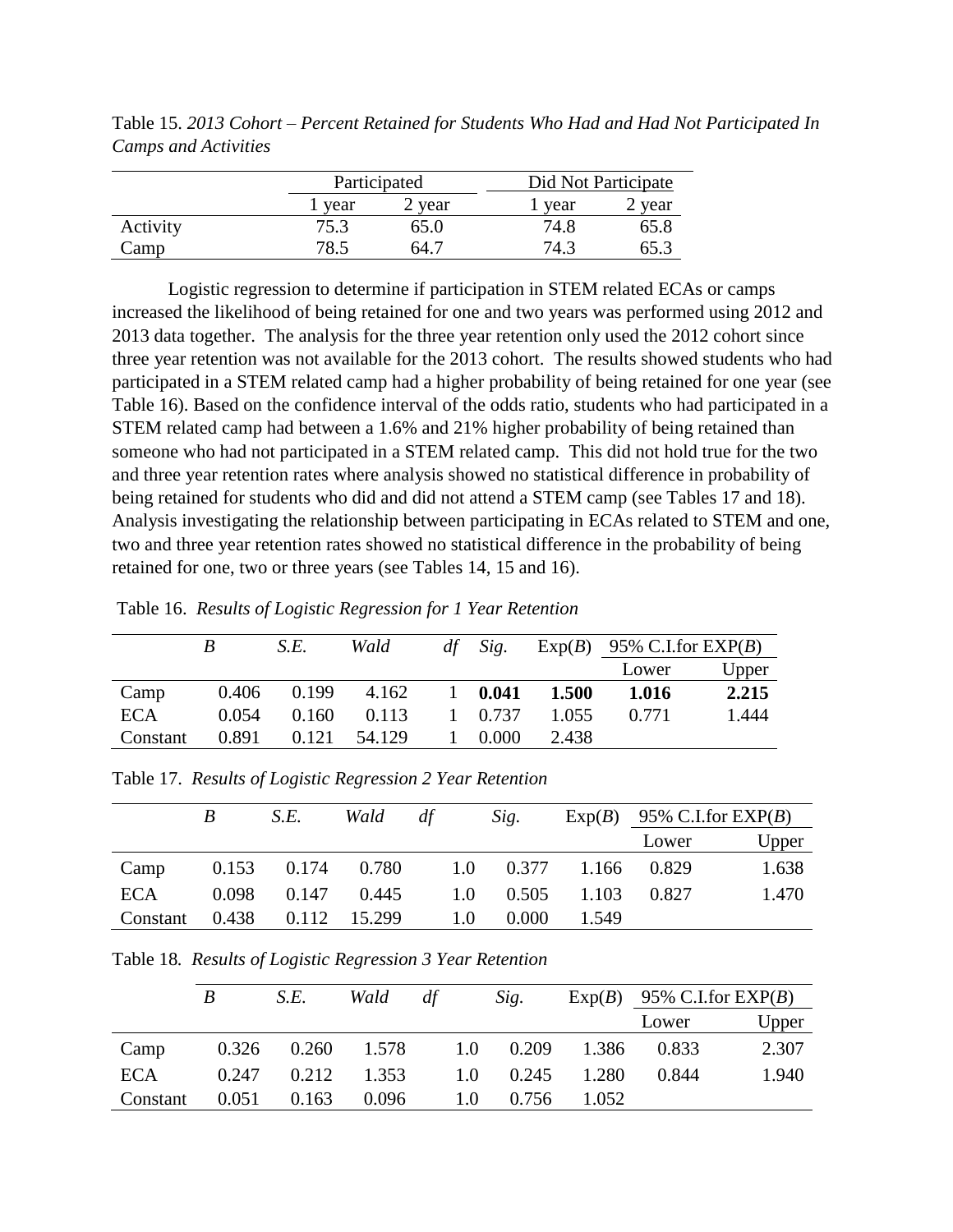Table 15. *2013 Cohort – Percent Retained for Students Who Had and Had Not Participated In Camps and Activities*

| | Participated | | Did Not Participate | |
|---|---|---|---|---|
| | 1 year | 2 year | 1 year | 2 year |
| Activity | 75.3 | 65.0 | 74.8 | 65.8 |
| Camp | 78.5 | 64.7 | 74.3 | 65.3 |

Logistic regression to determine if participation in STEM related ECAs or camps increased the likelihood of being retained for one and two years was performed using 2012 and 2013 data together. The analysis for the three year retention only used the 2012 cohort since three year retention was not available for the 2013 cohort. The results showed students who had participated in a STEM related camp had a higher probability of being retained for one year (see Table 16). Based on the confidence interval of the odds ratio, students who had participated in a STEM related camp had between a 1.6% and 21% higher probability of being retained than someone who had not participated in a STEM related camp. This did not hold true for the two and three year retention rates where analysis showed no statistical difference in probability of being retained for students who did and did not attend a STEM camp (see Tables 17 and 18). Analysis investigating the relationship between participating in ECAs related to STEM and one, two and three year retention rates showed no statistical difference in the probability of being retained for one, two or three years (see Tables 14, 15 and 16).

Table 16. *Results of Logistic Regression for 1 Year Retention*

| | *B* | *S.E.* | *Wald* | *df* | *Sig.* | Exp(*B*) | 95% C.I.for EXP(*B*) | |
|---|---|---|---|---|---|---|---|---|
| | | | | | | | Lower | Upper |
| Camp | 0.406 | 0.199 | 4.162 | 1 | **0.041** | **1.500** | **1.016** | **2.215** |
| ECA | 0.054 | 0.160 | 0.113 | 1 | 0.737 | 1.055 | 0.771 | 1.444 |
| Constant | 0.891 | 0.121 | 54.129 | 1 | 0.000 | 2.438 | | |

Table 17. *Results of Logistic Regression 2 Year Retention*

| | *B* | *S.E.* | *Wald* | *df* | *Sig.* | Exp(*B*) | 95% C.I.for EXP(*B*) | |
|---|---|---|---|---|---|---|---|---|
| | | | | | | | Lower | Upper |
| Camp | 0.153 | 0.174 | 0.780 | 1.0 | 0.377 | 1.166 | 0.829 | 1.638 |
| ECA | 0.098 | 0.147 | 0.445 | 1.0 | 0.505 | 1.103 | 0.827 | 1.470 |
| Constant | 0.438 | 0.112 | 15.299 | 1.0 | 0.000 | 1.549 | | |

Table 18*. Results of Logistic Regression 3 Year Retention*

| | *B* | *S.E.* | *Wald* | *df* | *Sig.* | Exp(*B*) | 95% C.I.for EXP(*B*) | |
|---|---|---|---|---|---|---|---|---|
| | | | | | | | Lower | Upper |
| Camp | 0.326 | 0.260 | 1.578 | 1.0 | 0.209 | 1.386 | 0.833 | 2.307 |
| ECA | 0.247 | 0.212 | 1.353 | 1.0 | 0.245 | 1.280 | 0.844 | 1.940 |
| Constant | 0.051 | 0.163 | 0.096 | 1.0 | 0.756 | 1.052 | | |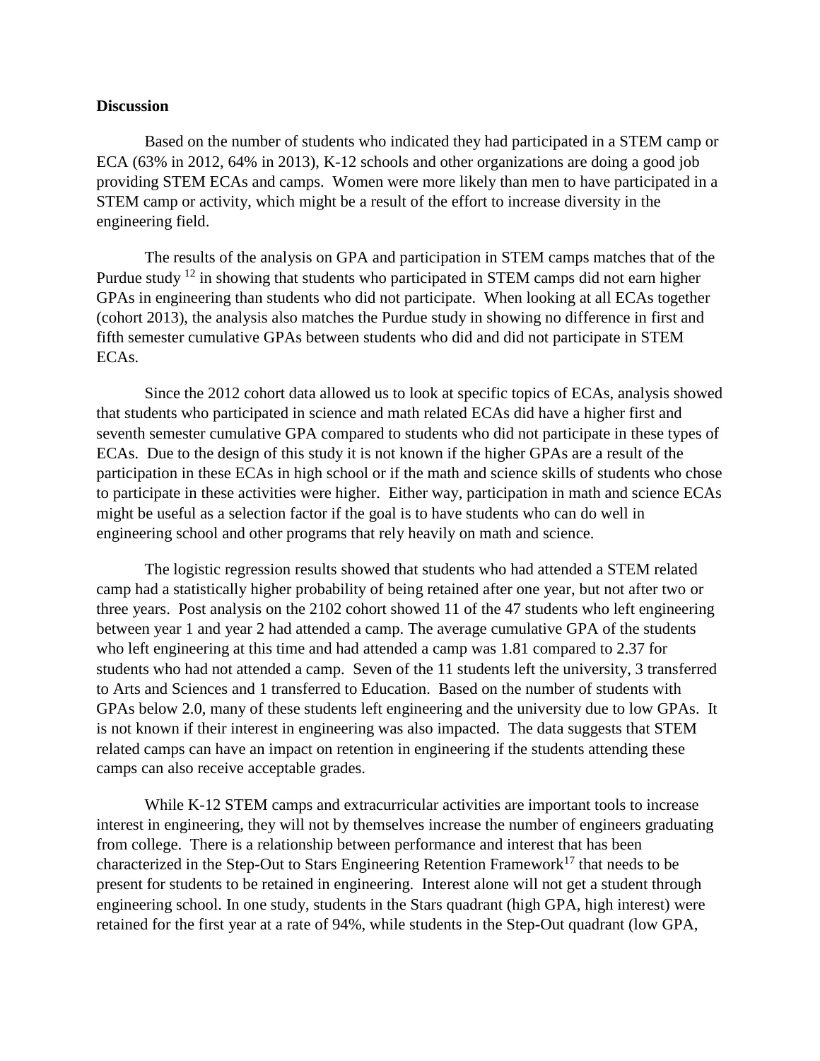**Discussion**

Based on the number of students who indicated they had participated in a STEM camp or ECA (63% in 2012, 64% in 2013), K-12 schools and other organizations are doing a good job providing STEM ECAs and camps. Women were more likely than men to have participated in a STEM camp or activity, which might be a result of the effort to increase diversity in the engineering field.

The results of the analysis on GPA and participation in STEM camps matches that of the Purdue study [12] in showing that students who participated in STEM camps did not earn higher GPAs in engineering than students who did not participate. When looking at all ECAs together (cohort 2013), the analysis also matches the Purdue study in showing no difference in first and fifth semester cumulative GPAs between students who did and did not participate in STEM ECAs.

Since the 2012 cohort data allowed us to look at specific topics of ECAs, analysis showed that students who participated in science and math related ECAs did have a higher first and seventh semester cumulative GPA compared to students who did not participate in these types of ECAs. Due to the design of this study it is not known if the higher GPAs are a result of the participation in these ECAs in high school or if the math and science skills of students who chose to participate in these activities were higher. Either way, participation in math and science ECAs might be useful as a selection factor if the goal is to have students who can do well in engineering school and other programs that rely heavily on math and science.

The logistic regression results showed that students who had attended a STEM related camp had a statistically higher probability of being retained after one year, but not after two or three years. Post analysis on the 2102 cohort showed 11 of the 47 students who left engineering between year 1 and year 2 had attended a camp. The average cumulative GPA of the students who left engineering at this time and had attended a camp was 1.81 compared to 2.37 for students who had not attended a camp. Seven of the 11 students left the university, 3 transferred to Arts and Sciences and 1 transferred to Education. Based on the number of students with GPAs below 2.0, many of these students left engineering and the university due to low GPAs. It is not known if their interest in engineering was also impacted. The data suggests that STEM related camps can have an impact on retention in engineering if the students attending these camps can also receive acceptable grades.

While K-12 STEM camps and extracurricular activities are important tools to increase interest in engineering, they will not by themselves increase the number of engineers graduating from college. There is a relationship between performance and interest that has been characterized in the Step-Out to Stars Engineering Retention Framework[17] that needs to be present for students to be retained in engineering. Interest alone will not get a student through engineering school. In one study, students in the Stars quadrant (high GPA, high interest) were retained for the first year at a rate of 94%, while students in the Step-Out quadrant (low GPA,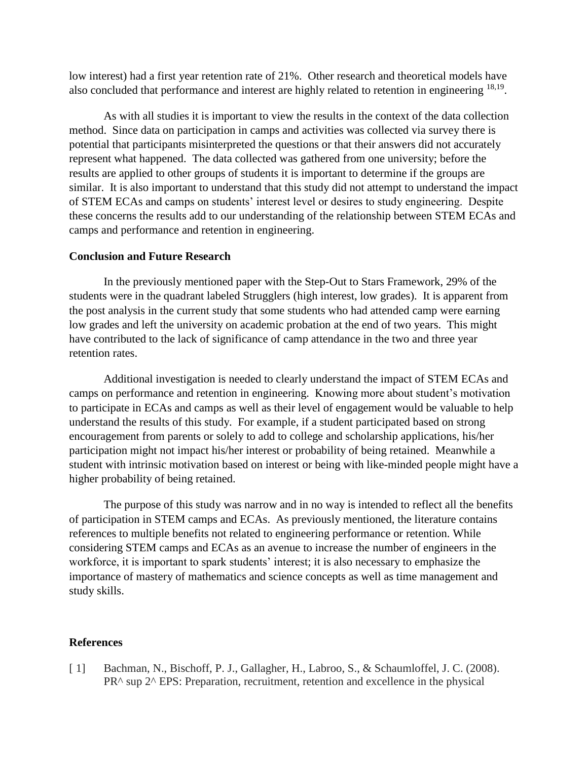low interest) had a first year retention rate of 21%. Other research and theoretical models have also concluded that performance and interest are highly related to retention in engineering [18,19].

As with all studies it is important to view the results in the context of the data collection method. Since data on participation in camps and activities was collected via survey there is potential that participants misinterpreted the questions or that their answers did not accurately represent what happened. The data collected was gathered from one university; before the results are applied to other groups of students it is important to determine if the groups are similar. It is also important to understand that this study did not attempt to understand the impact of STEM ECAs and camps on students' interest level or desires to study engineering. Despite these concerns the results add to our understanding of the relationship between STEM ECAs and camps and performance and retention in engineering.

### Conclusion and Future Research

In the previously mentioned paper with the Step-Out to Stars Framework, 29% of the students were in the quadrant labeled Strugglers (high interest, low grades). It is apparent from the post analysis in the current study that some students who had attended camp were earning low grades and left the university on academic probation at the end of two years. This might have contributed to the lack of significance of camp attendance in the two and three year retention rates.

Additional investigation is needed to clearly understand the impact of STEM ECAs and camps on performance and retention in engineering. Knowing more about student's motivation to participate in ECAs and camps as well as their level of engagement would be valuable to help understand the results of this study. For example, if a student participated based on strong encouragement from parents or solely to add to college and scholarship applications, his/her participation might not impact his/her interest or probability of being retained. Meanwhile a student with intrinsic motivation based on interest or being with like-minded people might have a higher probability of being retained.

The purpose of this study was narrow and in no way is intended to reflect all the benefits of participation in STEM camps and ECAs. As previously mentioned, the literature contains references to multiple benefits not related to engineering performance or retention. While considering STEM camps and ECAs as an avenue to increase the number of engineers in the workforce, it is important to spark students' interest; it is also necessary to emphasize the importance of mastery of mathematics and science concepts as well as time management and study skills.

### References

[ 1] Bachman, N., Bischoff, P. J., Gallagher, H., Labroo, S., & Schaumloffel, J. C. (2008). PR^ sup 2^ EPS: Preparation, recruitment, retention and excellence in the physical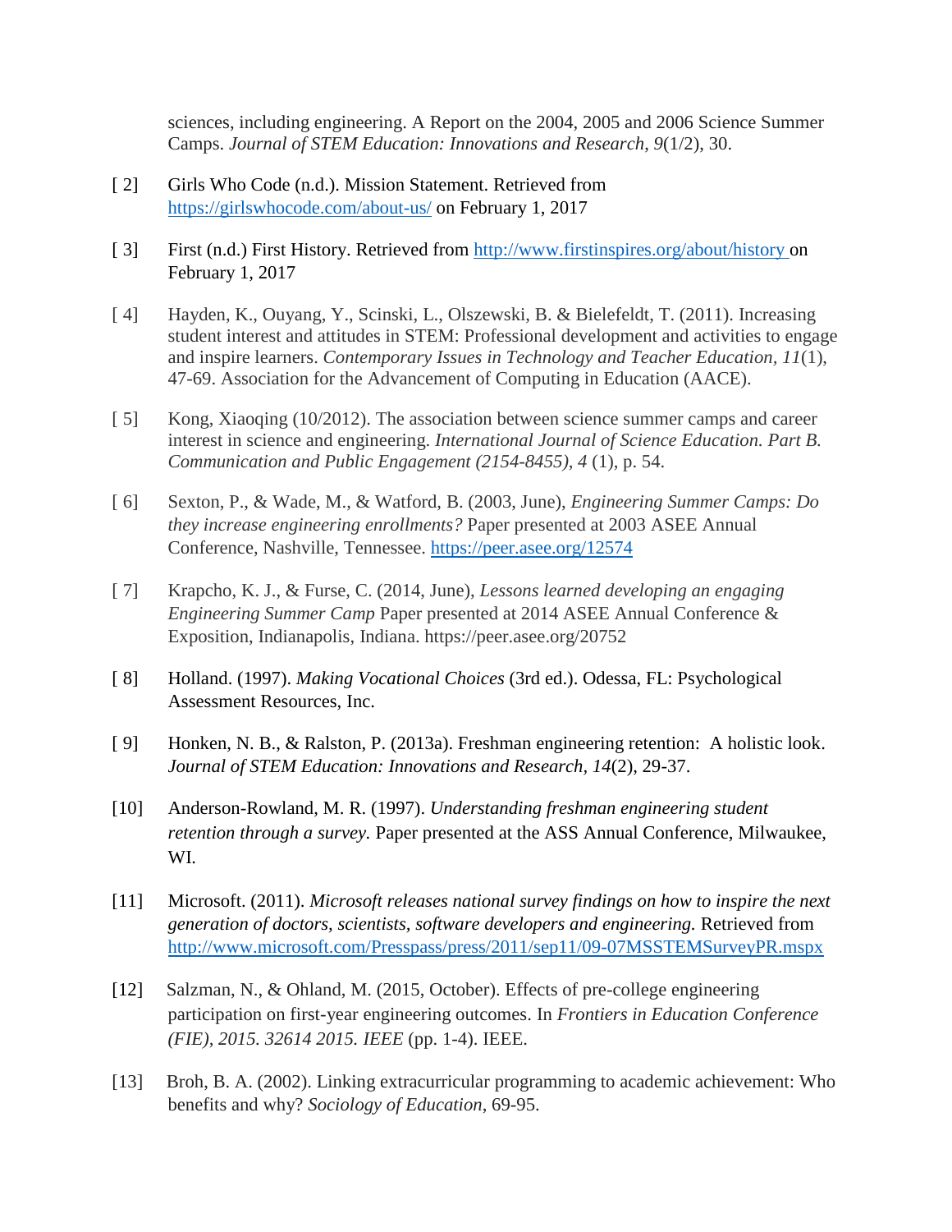sciences, including engineering. A Report on the 2004, 2005 and 2006 Science Summer Camps. *Journal of STEM Education: Innovations and Research*, *9*(1/2), 30.

[ 2] Girls Who Code (n.d.). Mission Statement. Retrieved from https://girlswhocode.com/about-us/ on February 1, 2017

[ 3] First (n.d.) First History. Retrieved from http://www.firstinspires.org/about/history on February 1, 2017

[ 4] Hayden, K., Ouyang, Y., Scinski, L., Olszewski, B. & Bielefeldt, T. (2011). Increasing student interest and attitudes in STEM: Professional development and activities to engage and inspire learners. *Contemporary Issues in Technology and Teacher Education*, *11*(1), 47-69. Association for the Advancement of Computing in Education (AACE).

[ 5] Kong, Xiaoqing (10/2012). The association between science summer camps and career interest in science and engineering. *International Journal of Science Education. Part B. Communication and Public Engagement (2154-8455)*, *4* (1), p. 54.

[ 6] Sexton, P., & Wade, M., & Watford, B. (2003, June), *Engineering Summer Camps: Do they increase engineering enrollments?* Paper presented at 2003 ASEE Annual Conference, Nashville, Tennessee. https://peer.asee.org/12574

[ 7] Krapcho, K. J., & Furse, C. (2014, June), *Lessons learned developing an engaging Engineering Summer Camp* Paper presented at 2014 ASEE Annual Conference & Exposition, Indianapolis, Indiana. https://peer.asee.org/20752

[ 8] Holland. (1997). *Making Vocational Choices* (3rd ed.). Odessa, FL: Psychological Assessment Resources, Inc.

[ 9] Honken, N. B., & Ralston, P. (2013a). Freshman engineering retention: A holistic look. *Journal of STEM Education: Innovations and Research, 14*(2), 29-37.

[10] Anderson-Rowland, M. R. (1997). *Understanding freshman engineering student retention through a survey.* Paper presented at the ASS Annual Conference, Milwaukee, WI.

[11] Microsoft. (2011). *Microsoft releases national survey findings on how to inspire the next generation of doctors, scientists, software developers and engineering.* Retrieved from http://www.microsoft.com/Presspass/press/2011/sep11/09-07MSSTEMSurveyPR.mspx

[12] Salzman, N., & Ohland, M. (2015, October). Effects of pre-college engineering participation on first-year engineering outcomes. In *Frontiers in Education Conference (FIE), 2015. 32614 2015. IEEE* (pp. 1-4). IEEE.

[13] Broh, B. A. (2002). Linking extracurricular programming to academic achievement: Who benefits and why? *Sociology of Education*, 69-95.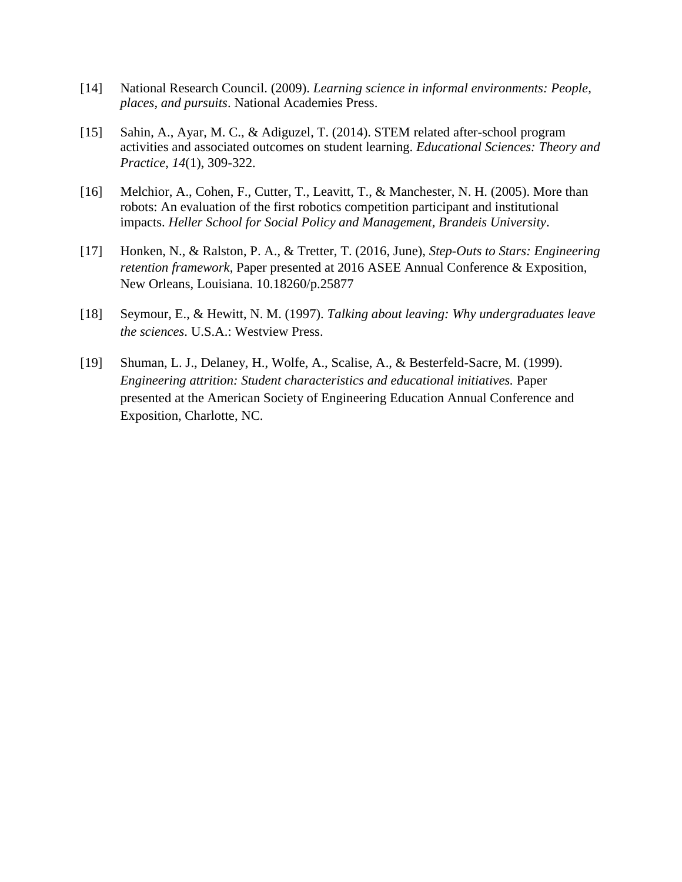[14] National Research Council. (2009). *Learning science in informal environments: People, places, and pursuits*. National Academies Press.

[15] Sahin, A., Ayar, M. C., & Adiguzel, T. (2014). STEM related after-school program activities and associated outcomes on student learning. *Educational Sciences: Theory and Practice*, *14*(1), 309-322.

[16] Melchior, A., Cohen, F., Cutter, T., Leavitt, T., & Manchester, N. H. (2005). More than robots: An evaluation of the first robotics competition participant and institutional impacts. *Heller School for Social Policy and Management, Brandeis University*.

[17] Honken, N., & Ralston, P. A., & Tretter, T. (2016, June), *Step-Outs to Stars: Engineering retention framework,* Paper presented at 2016 ASEE Annual Conference & Exposition, New Orleans, Louisiana. 10.18260/p.25877

[18] Seymour, E., & Hewitt, N. M. (1997). *Talking about leaving: Why undergraduates leave the sciences.* U.S.A.: Westview Press.

[19] Shuman, L. J., Delaney, H., Wolfe, A., Scalise, A., & Besterfeld-Sacre, M. (1999). *Engineering attrition: Student characteristics and educational initiatives.* Paper presented at the American Society of Engineering Education Annual Conference and Exposition, Charlotte, NC.